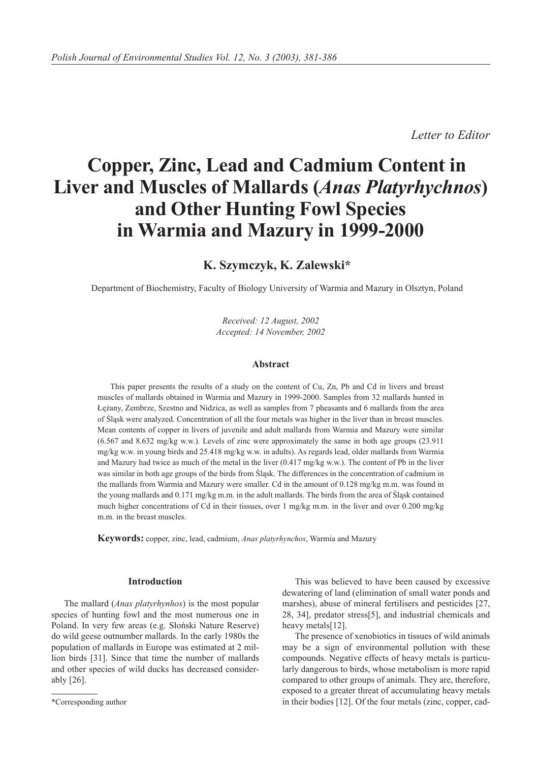*Letter to Editor*

# Copper, Zinc, Lead and Cadmium Content in Liver and Muscles of Mallards (*Anas Platyrhychnos*) and Other Hunting Fowl Species in Warmia and Mazury in 1999-2000

**K. Szymczyk, K. Zalewski***

Department of Biochemistry, Faculty of Biology University of Warmia and Mazury in Olsztyn, Poland

*Received: 12 August, 2002*
*Accepted: 14 November, 2002*

### Abstract

This paper presents the results of a study on the content of Cu, Zn, Pb and Cd in livers and breast muscles of mallards obtained in Warmia and Mazury in 1999-2000. Samples from 32 mallards hunted in Łężany, Zembrze, Szestno and Nidzica, as well as samples from 7 pheasants and 6 mallards from the area of Śląsk were analyzed. Concentration of all the four metals was higher in the liver than in breast muscles. Mean contents of copper in livers of juvenile and adult mallards from Warmia and Mazury were similar (6.567 and 8.632 mg/kg w.w.). Levels of zinc were approximately the same in both age groups (23.911 mg/kg w.w. in young birds and 25.418 mg/kg w.w. in adults). As regards lead, older mallards from Warmia and Mazury had twice as much of the metal in the liver (0.417 mg/kg w.w.). The content of Pb in the liver was similar in both age groups of the birds from Śląsk. The differences in the concentration of cadmium in the mallards from Warmia and Mazury were smaller. Cd in the amount of 0.128 mg/kg m.m. was found in the young mallards and 0.171 mg/kg m.m. in the adult mallards. The birds from the area of Śląsk contained much higher concentrations of Cd in their tissues, over 1 mg/kg m.m. in the liver and over 0.200 mg/kg m.m. in the breast muscles.

**Keywords:** copper, zinc, lead, cadmium, *Anas platyrhynchos*, Warmia and Mazury

## Introduction

The mallard (*Anas platyrhynos*) is the most popular species of hunting fowl and the most numerous one in Poland. In very few areas (e.g. Słoński Nature Reserve) do wild geese outnumber mallards. In the early 1980s the population of mallards in Europe was estimated at 2 million birds [31]. Since that time the number of mallards and other species of wild ducks has decreased considerably [26].

This was believed to have been caused by excessive dewatering of land (elimination of small water ponds and marshes), abuse of mineral fertilisers and pesticides [27, 28, 34], predator stress[5], and industrial chemicals and heavy metals[12].

The presence of xenobiotics in tissues of wild animals may be a sign of environmental pollution with these compounds. Negative effects of heavy metals is particularly dangerous to birds, whose metabolism is more rapid compared to other groups of animals. They are, therefore, exposed to a greater threat of accumulating heavy metals in their bodies [12]. Of the four metals (zinc, copper, cad-

*Corresponding author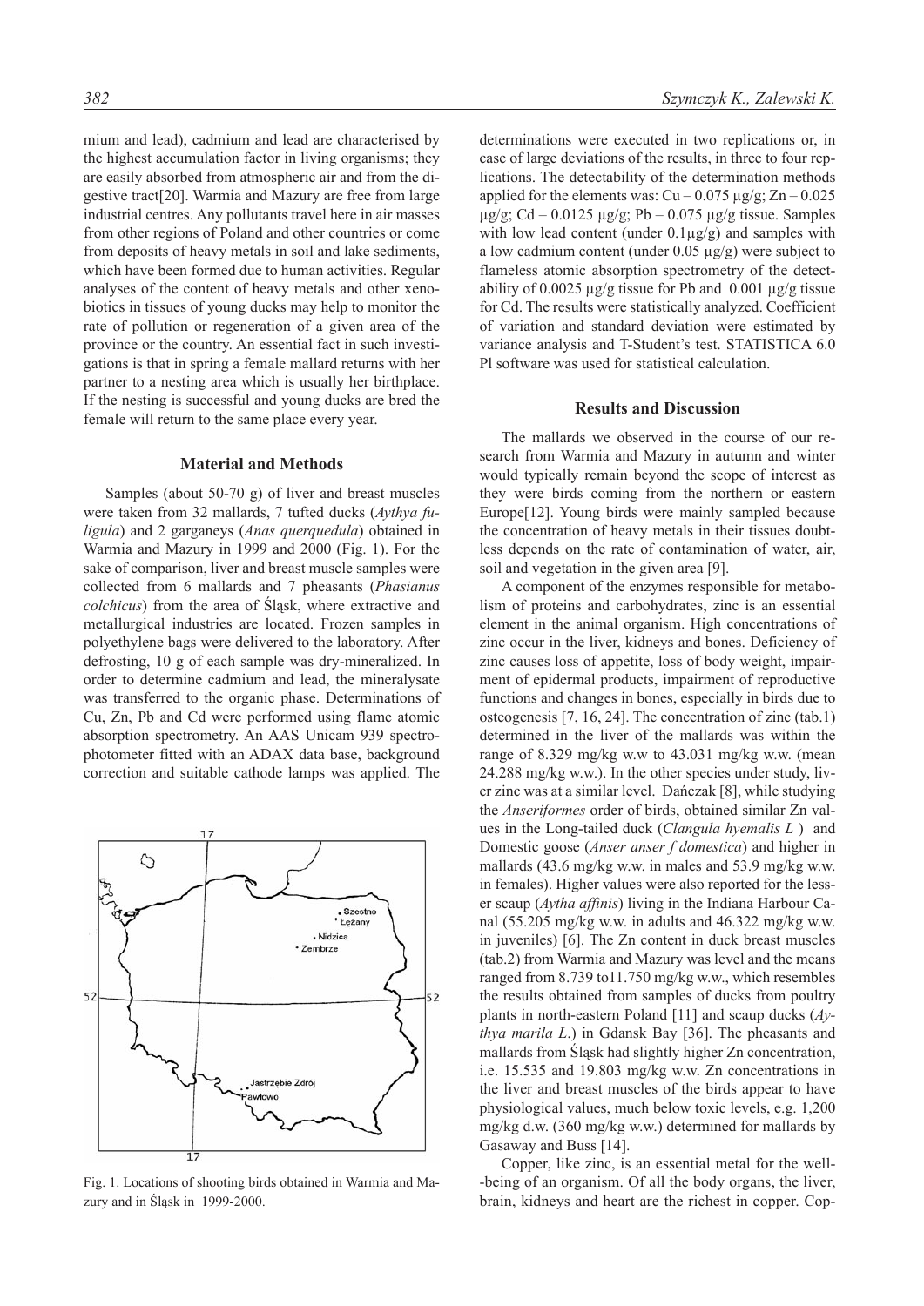mium and lead), cadmium and lead are characterised by the highest accumulation factor in living organisms; they are easily absorbed from atmospheric air and from the digestive tract[20]. Warmia and Mazury are free from large industrial centres. Any pollutants travel here in air masses from other regions of Poland and other countries or come from deposits of heavy metals in soil and lake sediments, which have been formed due to human activities. Regular analyses of the content of heavy metals and other xenobiotics in tissues of young ducks may help to monitor the rate of pollution or regeneration of a given area of the province or the country. An essential fact in such investigations is that in spring a female mallard returns with her partner to a nesting area which is usually her birthplace. If the nesting is successful and young ducks are bred the female will return to the same place every year.

## Material and Methods

Samples (about 50-70 g) of liver and breast muscles were taken from 32 mallards, 7 tufted ducks (*Aythya fuligula*) and 2 garganeys (*Anas querquedula*) obtained in Warmia and Mazury in 1999 and 2000 (Fig. 1). For the sake of comparison, liver and breast muscle samples were collected from 6 mallards and 7 pheasants (*Phasianus colchicus*) from the area of Śląsk, where extractive and metallurgical industries are located. Frozen samples in polyethylene bags were delivered to the laboratory. After defrosting, 10 g of each sample was dry-mineralized. In order to determine cadmium and lead, the mineralysate was transferred to the organic phase. Determinations of Cu, Zn, Pb and Cd were performed using flame atomic absorption spectrometry. An AAS Unicam 939 spectrophotometer fitted with an ADAX data base, background correction and suitable cathode lamps was applied. The determinations were executed in two replications or, in case of large deviations of the results, in three to four replications. The detectability of the determination methods applied for the elements was: Cu – 0.075 µg/g; Zn – 0.025 µg/g; Cd – 0.0125 µg/g; Pb – 0.075 µg/g tissue. Samples with low lead content (under 0.1µg/g) and samples with a low cadmium content (under 0.05 µg/g) were subject to flameless atomic absorption spectrometry of the detectability of 0.0025 µg/g tissue for Pb and 0.001 µg/g tissue for Cd. The results were statistically analyzed. Coefficient of variation and standard deviation were estimated by variance analysis and T-Student's test. STATISTICA 6.0 Pl software was used for statistical calculation.

Fig. 1. Locations of shooting birds obtained in Warmia and Mazury and in Śląsk in 1999-2000.

## Results and Discussion

The mallards we observed in the course of our research from Warmia and Mazury in autumn and winter would typically remain beyond the scope of interest as they were birds coming from the northern or eastern Europe[12]. Young birds were mainly sampled because the concentration of heavy metals in their tissues doubtless depends on the rate of contamination of water, air, soil and vegetation in the given area [9].

A component of the enzymes responsible for metabolism of proteins and carbohydrates, zinc is an essential element in the animal organism. High concentrations of zinc occur in the liver, kidneys and bones. Deficiency of zinc causes loss of appetite, loss of body weight, impairment of epidermal products, impairment of reproductive functions and changes in bones, especially in birds due to osteogenesis [7, 16, 24]. The concentration of zinc (tab.1) determined in the liver of the mallards was within the range of 8.329 mg/kg w.w to 43.031 mg/kg w.w. (mean 24.288 mg/kg w.w.). In the other species under study, liver zinc was at a similar level. Dańczak [8], while studying the *Anseriformes* order of birds, obtained similar Zn values in the Long-tailed duck (*Clangula hyemalis L* ) and Domestic goose (*Anser anser f domestica*) and higher in mallards (43.6 mg/kg w.w. in males and 53.9 mg/kg w.w. in females). Higher values were also reported for the lesser scaup (*Aytha affinis*) living in the Indiana Harbour Canal (55.205 mg/kg w.w. in adults and 46.322 mg/kg w.w. in juveniles) [6]. The Zn content in duck breast muscles (tab.2) from Warmia and Mazury was level and the means ranged from 8.739 to11.750 mg/kg w.w., which resembles the results obtained from samples of ducks from poultry plants in north-eastern Poland [11] and scaup ducks (*Aythya marila L*.) in Gdansk Bay [36]. The pheasants and mallards from Śląsk had slightly higher Zn concentration, i.e. 15.535 and 19.803 mg/kg w.w. Zn concentrations in the liver and breast muscles of the birds appear to have physiological values, much below toxic levels, e.g. 1,200 mg/kg d.w. (360 mg/kg w.w.) determined for mallards by Gasaway and Buss [14].

Copper, like zinc, is an essential metal for the well-being of an organism. Of all the body organs, the liver, brain, kidneys and heart are the richest in copper. Cop-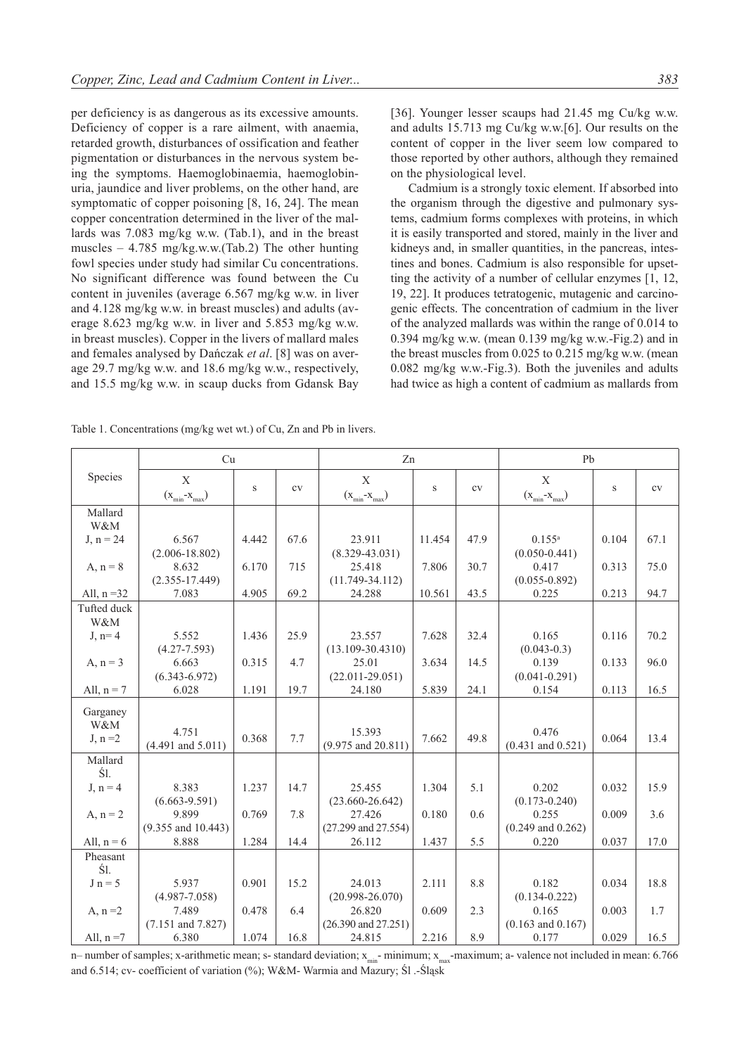per deficiency is as dangerous as its excessive amounts. Deficiency of copper is a rare ailment, with anaemia, retarded growth, disturbances of ossification and feather pigmentation or disturbances in the nervous system being the symptoms. Haemoglobinaemia, haemoglobinuria, jaundice and liver problems, on the other hand, are symptomatic of copper poisoning [8, 16, 24]. The mean copper concentration determined in the liver of the mallards was 7.083 mg/kg w.w. (Tab.1), and in the breast muscles – 4.785 mg/kg.w.w.(Tab.2) The other hunting fowl species under study had similar Cu concentrations. No significant difference was found between the Cu content in juveniles (average 6.567 mg/kg w.w. in liver and 4.128 mg/kg w.w. in breast muscles) and adults (average 8.623 mg/kg w.w. in liver and 5.853 mg/kg w.w. in breast muscles). Copper in the livers of mallard males and females analysed by Dańczak *et al*. [8] was on average 29.7 mg/kg w.w. and 18.6 mg/kg w.w., respectively, and 15.5 mg/kg w.w. in scaup ducks from Gdansk Bay [36]. Younger lesser scaups had 21.45 mg Cu/kg w.w. and adults 15.713 mg Cu/kg w.w.[6]. Our results on the content of copper in the liver seem low compared to those reported by other authors, although they remained on the physiological level.

Cadmium is a strongly toxic element. If absorbed into the organism through the digestive and pulmonary systems, cadmium forms complexes with proteins, in which it is easily transported and stored, mainly in the liver and kidneys and, in smaller quantities, in the pancreas, intestines and bones. Cadmium is also responsible for upsetting the activity of a number of cellular enzymes [1, 12, 19, 22]. It produces tetratogenic, mutagenic and carcinogenic effects. The concentration of cadmium in the liver of the analyzed mallards was within the range of 0.014 to 0.394 mg/kg w.w. (mean 0.139 mg/kg w.w.-Fig.2) and in the breast muscles from 0.025 to 0.215 mg/kg w.w. (mean 0.082 mg/kg w.w.-Fig.3). Both the juveniles and adults had twice as high a content of cadmium as mallards from

Table 1. Concentrations (mg/kg wet wt.) of Cu, Zn and Pb in livers.

| Species | Cu | | | Zn | | | Pb | | |
|---|---|---|---|---|---|---|---|---|---|
| | X ($x_{min}$-$x_{max}$) | s | cv | X ($x_{min}$-$x_{max}$) | s | cv | X ($x_{min}$-$x_{max}$) | s | cv |
| Mallard W&M | | | | | | | | | |
| J, n = 24 | 6.567 (2.006-18.802) | 4.442 | 67.6 | 23.911 (8.329-43.031) | 11.454 | 47.9 | 0.155[a] (0.050-0.441) | 0.104 | 67.1 |
| A, n = 8 | 8.632 (2.355-17.449) | 6.170 | 715 | 25.418 (11.749-34.112) | 7.806 | 30.7 | 0.417 (0.055-0.892) | 0.313 | 75.0 |
| All, n =32 | 7.083 | 4.905 | 69.2 | 24.288 | 10.561 | 43.5 | 0.225 | 0.213 | 94.7 |
| Tufted duck W&M | | | | | | | | | |
| J, n= 4 | 5.552 (4.27-7.593) | 1.436 | 25.9 | 23.557 (13.109-30.4310) | 7.628 | 32.4 | 0.165 (0.043-0.3) | 0.116 | 70.2 |
| A, n = 3 | 6.663 (6.343-6.972) | 0.315 | 4.7 | 25.01 (22.011-29.051) | 3.634 | 14.5 | 0.139 (0.041-0.291) | 0.133 | 96.0 |
| All, n = 7 | 6.028 | 1.191 | 19.7 | 24.180 | 5.839 | 24.1 | 0.154 | 0.113 | 16.5 |
| Garganey W&M J, n =2 | 4.751 (4.491 and 5.011) | 0.368 | 7.7 | 15.393 (9.975 and 20.811) | 7.662 | 49.8 | 0.476 (0.431 and 0.521) | 0.064 | 13.4 |
| Mallard Śl. | | | | | | | | | |
| J, n = 4 | 8.383 (6.663-9.591) | 1.237 | 14.7 | 25.455 (23.660-26.642) | 1.304 | 5.1 | 0.202 (0.173-0.240) | 0.032 | 15.9 |
| A, n = 2 | 9.899 (9.355 and 10.443) | 0.769 | 7.8 | 27.426 (27.299 and 27.554) | 0.180 | 0.6 | 0.255 (0.249 and 0.262) | 0.009 | 3.6 |
| All, n = 6 | 8.888 | 1.284 | 14.4 | 26.112 | 1.437 | 5.5 | 0.220 | 0.037 | 17.0 |
| Pheasant Śl. | | | | | | | | | |
| J n = 5 | 5.937 (4.987-7.058) | 0.901 | 15.2 | 24.013 (20.998-26.070) | 2.111 | 8.8 | 0.182 (0.134-0.222) | 0.034 | 18.8 |
| A, n =2 | 7.489 (7.151 and 7.827) | 0.478 | 6.4 | 26.820 (26.390 and 27.251) | 0.609 | 2.3 | 0.165 (0.163 and 0.167) | 0.003 | 1.7 |
| All, n =7 | 6.380 | 1.074 | 16.8 | 24.815 | 2.216 | 8.9 | 0.177 | 0.029 | 16.5 |

n– number of samples; x-arithmetic mean; s- standard deviation; $x_{min}$- minimum; $x_{max}$-maximum; a- valence not included in mean: 6.766 and 6.514; cv- coefficient of variation (%); W&M- Warmia and Mazury; Śl .-Śląsk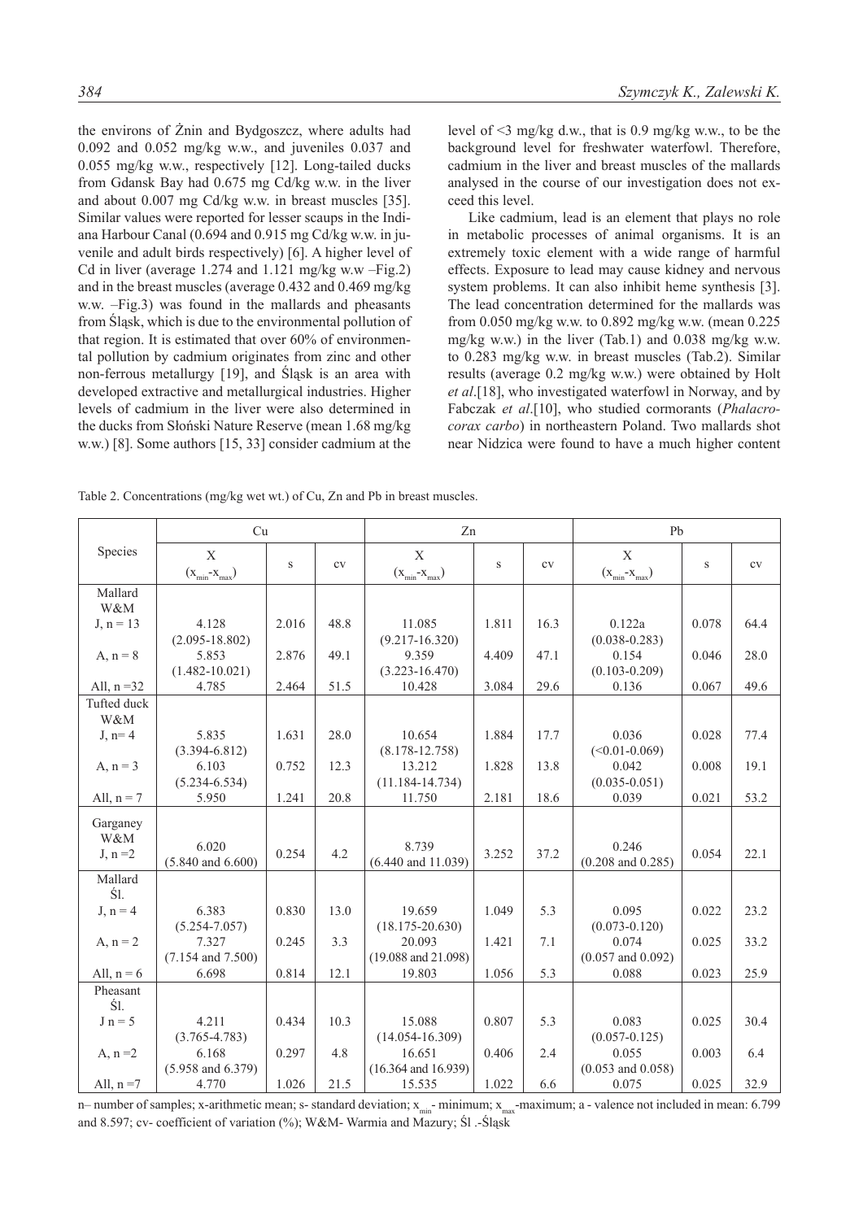the environs of Żnin and Bydgoszcz, where adults had 0.092 and 0.052 mg/kg w.w., and juveniles 0.037 and 0.055 mg/kg w.w., respectively [12]. Long-tailed ducks from Gdansk Bay had 0.675 mg Cd/kg w.w. in the liver and about 0.007 mg Cd/kg w.w. in breast muscles [35]. Similar values were reported for lesser scaups in the Indiana Harbour Canal (0.694 and 0.915 mg Cd/kg w.w. in juvenile and adult birds respectively) [6]. A higher level of Cd in liver (average 1.274 and 1.121 mg/kg w.w –Fig.2) and in the breast muscles (average 0.432 and 0.469 mg/kg w.w. –Fig.3) was found in the mallards and pheasants from Śląsk, which is due to the environmental pollution of that region. It is estimated that over 60% of environmental pollution by cadmium originates from zinc and other non-ferrous metallurgy [19], and Śląsk is an area with developed extractive and metallurgical industries. Higher levels of cadmium in the liver were also determined in the ducks from Słoński Nature Reserve (mean 1.68 mg/kg w.w.) [8]. Some authors [15, 33] consider cadmium at the level of <3 mg/kg d.w., that is 0.9 mg/kg w.w., to be the background level for freshwater waterfowl. Therefore, cadmium in the liver and breast muscles of the mallards analysed in the course of our investigation does not exceed this level.

Like cadmium, lead is an element that plays no role in metabolic processes of animal organisms. It is an extremely toxic element with a wide range of harmful effects. Exposure to lead may cause kidney and nervous system problems. It can also inhibit heme synthesis [3]. The lead concentration determined for the mallards was from 0.050 mg/kg w.w. to 0.892 mg/kg w.w. (mean 0.225 mg/kg w.w.) in the liver (Tab.1) and 0.038 mg/kg w.w. to 0.283 mg/kg w.w. in breast muscles (Tab.2). Similar results (average 0.2 mg/kg w.w.) were obtained by Holt *et al*.[18], who investigated waterfowl in Norway, and by Fabczak *et al*.[10], who studied cormorants (*Phalacrocorax carbo*) in northeastern Poland. Two mallards shot near Nidzica were found to have a much higher content

Table 2. Concentrations (mg/kg wet wt.) of Cu, Zn and Pb in breast muscles.

| Species | Cu | | | Zn | | | Pb | | |
|---|---|---|---|---|---|---|---|---|---|
| | X ($x_{min}$-$x_{max}$) | s | cv | X ($x_{min}$-$x_{max}$) | s | cv | X ($x_{min}$-$x_{max}$) | s | cv |
| Mallard W&M | | | | | | | | | |
| J, n = 13 | 4.128 (2.095-18.802) | 2.016 | 48.8 | 11.085 (9.217-16.320) | 1.811 | 16.3 | 0.122a (0.038-0.283) | 0.078 | 64.4 |
| A, n = 8 | 5.853 (1.482-10.021) | 2.876 | 49.1 | 9.359 (3.223-16.470) | 4.409 | 47.1 | 0.154 (0.103-0.209) | 0.046 | 28.0 |
| All, n =32 | 4.785 | 2.464 | 51.5 | 10.428 | 3.084 | 29.6 | 0.136 | 0.067 | 49.6 |
| Tufted duck W&M | | | | | | | | | |
| J, n= 4 | 5.835 (3.394-6.812) | 1.631 | 28.0 | 10.654 (8.178-12.758) | 1.884 | 17.7 | 0.036 (<0.01-0.069) | 0.028 | 77.4 |
| A, n = 3 | 6.103 (5.234-6.534) | 0.752 | 12.3 | 13.212 (11.184-14.734) | 1.828 | 13.8 | 0.042 (0.035-0.051) | 0.008 | 19.1 |
| All, n = 7 | 5.950 | 1.241 | 20.8 | 11.750 | 2.181 | 18.6 | 0.039 | 0.021 | 53.2 |
| Garganey W&M | | | | | | | | | |
| J, n =2 | 6.020 (5.840 and 6.600) | 0.254 | 4.2 | 8.739 (6.440 and 11.039) | 3.252 | 37.2 | 0.246 (0.208 and 0.285) | 0.054 | 22.1 |
| Mallard Śl. | | | | | | | | | |
| J, n = 4 | 6.383 (5.254-7.057) | 0.830 | 13.0 | 19.659 (18.175-20.630) | 1.049 | 5.3 | 0.095 (0.073-0.120) | 0.022 | 23.2 |
| A, n = 2 | 7.327 (7.154 and 7.500) | 0.245 | 3.3 | 20.093 (19.088 and 21.098) | 1.421 | 7.1 | 0.074 (0.057 and 0.092) | 0.025 | 33.2 |
| All, n = 6 | 6.698 | 0.814 | 12.1 | 19.803 | 1.056 | 5.3 | 0.088 | 0.023 | 25.9 |
| Pheasant Śl. | | | | | | | | | |
| J n = 5 | 4.211 (3.765-4.783) | 0.434 | 10.3 | 15.088 (14.054-16.309) | 0.807 | 5.3 | 0.083 (0.057-0.125) | 0.025 | 30.4 |
| A, n =2 | 6.168 (5.958 and 6.379) | 0.297 | 4.8 | 16.651 (16.364 and 16.939) | 0.406 | 2.4 | 0.055 (0.053 and 0.058) | 0.003 | 6.4 |
| All, n =7 | 4.770 | 1.026 | 21.5 | 15.535 | 1.022 | 6.6 | 0.075 | 0.025 | 32.9 |

n– number of samples; x-arithmetic mean; s- standard deviation; $x_{min}$ - minimum; $x_{max}$-maximum; a - valence not included in mean: 6.799 and 8.597; cv- coefficient of variation (%); W&M- Warmia and Mazury; Śl .-Śląsk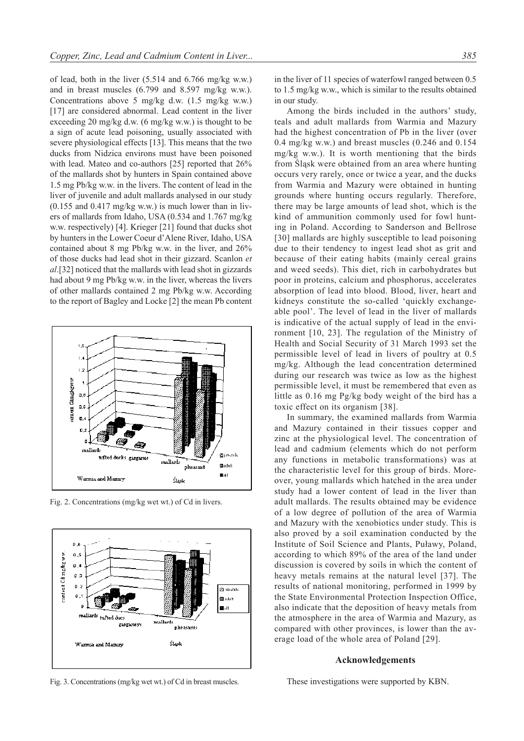of lead, both in the liver (5.514 and 6.766 mg/kg w.w.) and in breast muscles (6.799 and 8.597 mg/kg w.w.). Concentrations above 5 mg/kg d.w. (1.5 mg/kg w.w.) [17] are considered abnormal. Lead content in the liver exceeding 20 mg/kg d.w. (6 mg/kg w.w.) is thought to be a sign of acute lead poisoning, usually associated with severe physiological effects [13]. This means that the two ducks from Nidzica environs must have been poisoned with lead. Mateo and co-authors [25] reported that 26% of the mallards shot by hunters in Spain contained above 1.5 mg Pb/kg w.w. in the livers. The content of lead in the liver of juvenile and adult mallards analysed in our study (0.155 and 0.417 mg/kg w.w.) is much lower than in livers of mallards from Idaho, USA (0.534 and 1.767 mg/kg w.w. respectively) [4]. Krieger [21] found that ducks shot by hunters in the Lower Coeur d'Alene River, Idaho, USA contained about 8 mg Pb/kg w.w. in the liver, and 26% of those ducks had lead shot in their gizzard. Scanlon *et al*.[32] noticed that the mallards with lead shot in gizzards had about 9 mg Pb/kg w.w. in the liver, whereas the livers of other mallards contained 2 mg Pb/kg w.w. According to the report of Bagley and Locke [2] the mean Pb content in the liver of 11 species of waterfowl ranged between 0.5 to 1.5 mg/kg w.w., which is similar to the results obtained in our study.

Fig. 2. Concentrations (mg/kg wet wt.) of Cd in livers.

Fig. 3. Concentrations (mg/kg wet wt.) of Cd in breast muscles.

Among the birds included in the authors' study, teals and adult mallards from Warmia and Mazury had the highest concentration of Pb in the liver (over 0.4 mg/kg w.w.) and breast muscles (0.246 and 0.154 mg/kg w.w.). It is worth mentioning that the birds from Śląsk were obtained from an area where hunting occurs very rarely, once or twice a year, and the ducks from Warmia and Mazury were obtained in hunting grounds where hunting occurs regularly. Therefore, there may be large amounts of lead shot, which is the kind of ammunition commonly used for fowl hunting in Poland. According to Sanderson and Bellrose [30] mallards are highly susceptible to lead poisoning due to their tendency to ingest lead shot as grit and because of their eating habits (mainly cereal grains and weed seeds). This diet, rich in carbohydrates but poor in proteins, calcium and phosphorus, accelerates absorption of lead into blood. Blood, liver, heart and kidneys constitute the so-called 'quickly exchangeable pool'. The level of lead in the liver of mallards is indicative of the actual supply of lead in the environment [10, 23]. The regulation of the Ministry of Health and Social Security of 31 March 1993 set the permissible level of lead in livers of poultry at 0.5 mg/kg. Although the lead concentration determined during our research was twice as low as the highest permissible level, it must be remembered that even as little as 0.16 mg Pg/kg body weight of the bird has a toxic effect on its organism [38].

In summary, the examined mallards from Warmia and Mazury contained in their tissues copper and zinc at the physiological level. The concentration of lead and cadmium (elements which do not perform any functions in metabolic transformations) was at the characteristic level for this group of birds. Moreover, young mallards which hatched in the area under study had a lower content of lead in the liver than adult mallards. The results obtained may be evidence of a low degree of pollution of the area of Warmia and Mazury with the xenobiotics under study. This is also proved by a soil examination conducted by the Institute of Soil Science and Plants, Puławy, Poland, according to which 89% of the area of the land under discussion is covered by soils in which the content of heavy metals remains at the natural level [37]. The results of national monitoring, performed in 1999 by the State Environmental Protection Inspection Office, also indicate that the deposition of heavy metals from the atmosphere in the area of Warmia and Mazury, as compared with other provinces, is lower than the average load of the whole area of Poland [29].

## Acknowledgements

These investigations were supported by KBN.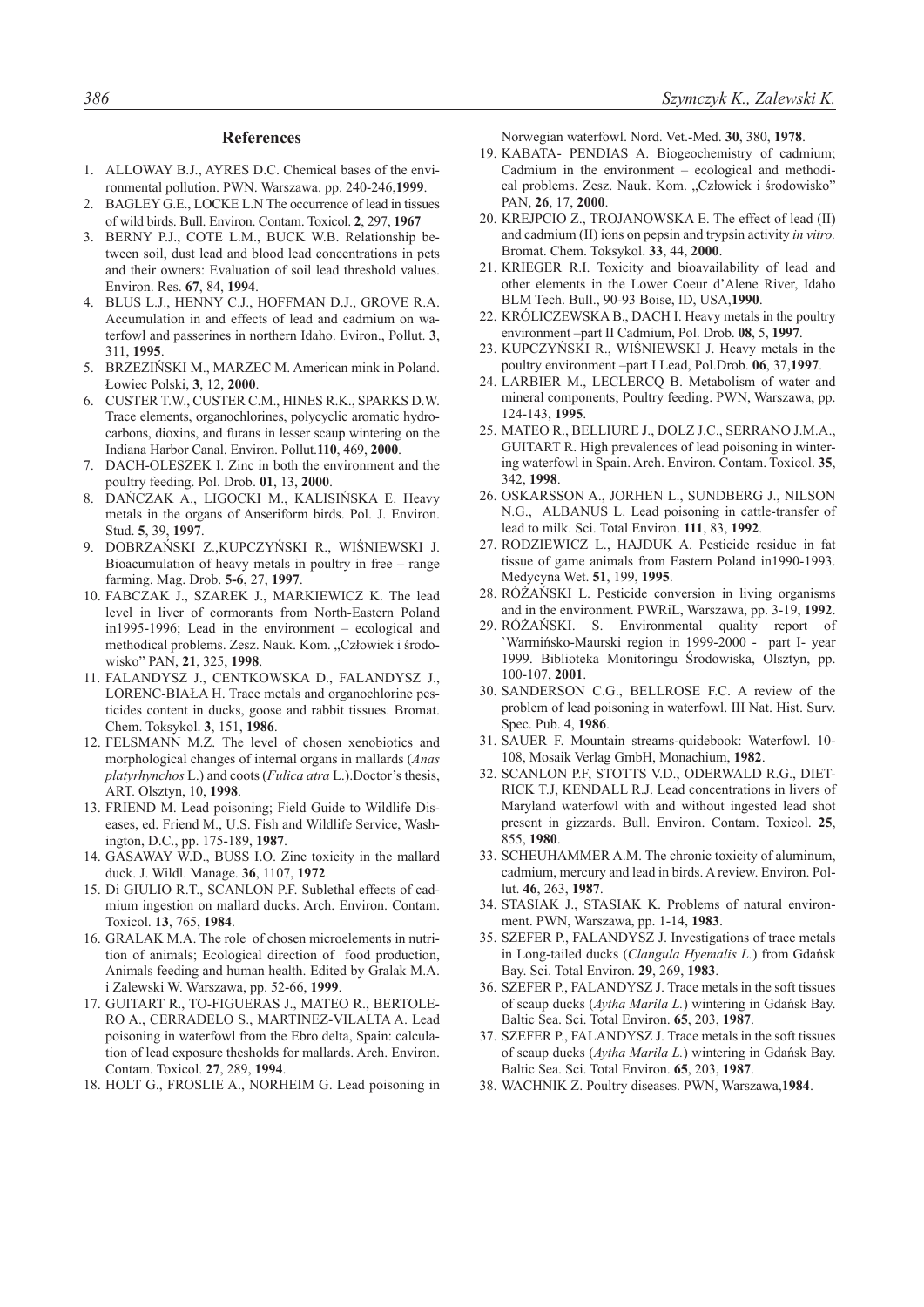## References

1. ALLOWAY B.J., AYRES D.C. Chemical bases of the environmental pollution. PWN. Warszawa. pp. 240-246,**1999**.
2. BAGLEY G.E., LOCKE L.N The occurrence of lead in tissues of wild birds. Bull. Environ. Contam. Toxicol. **2**, 297, **1967**
3. BERNY P.J., COTE L.M., BUCK W.B. Relationship between soil, dust lead and blood lead concentrations in pets and their owners: Evaluation of soil lead threshold values. Environ. Res. **67**, 84, **1994**.
4. BLUS L.J., HENNY C.J., HOFFMAN D.J., GROVE R.A. Accumulation in and effects of lead and cadmium on waterfowl and passerines in northern Idaho. Eviron., Pollut. **3**, 311, **1995**.
5. BRZEZIŃSKI M., MARZEC M. American mink in Poland. Łowiec Polski, **3**, 12, **2000**.
6. CUSTER T.W., CUSTER C.M., HINES R.K., SPARKS D.W. Trace elements, organochlorines, polycyclic aromatic hydrocarbons, dioxins, and furans in lesser scaup wintering on the Indiana Harbor Canal. Environ. Pollut.**110**, 469, **2000**.
7. DACH-OLESZEK I. Zinc in both the environment and the poultry feeding. Pol. Drob. **01**, 13, **2000**.
8. DAŃCZAK A., LIGOCKI M., KALISIŃSKA E. Heavy metals in the organs of Anseriform birds. Pol. J. Environ. Stud. **5**, 39, **1997**.
9. DOBRZAŃSKI Z.,KUPCZYŃSKI R., WIŚNIEWSKI J. Bioacumulation of heavy metals in poultry in free – range farming. Mag. Drob. **5-6**, 27, **1997**.
10. FABCZAK J., SZAREK J., MARKIEWICZ K. The lead level in liver of cormorants from North-Eastern Poland in1995-1996; Lead in the environment – ecological and methodical problems. Zesz. Nauk. Kom. „Człowiek i środowisko" PAN, **21**, 325, **1998**.
11. FALANDYSZ J., CENTKOWSKA D., FALANDYSZ J., LORENC-BIAŁA H. Trace metals and organochlorine pesticides content in ducks, goose and rabbit tissues. Bromat. Chem. Toksykol. **3**, 151, **1986**.
12. FELSMANN M.Z. The level of chosen xenobiotics and morphological changes of internal organs in mallards (*Anas platyrhynchos* L.) and coots (*Fulica atra* L.).Doctor's thesis, ART. Olsztyn, 10, **1998**.
13. FRIEND M. Lead poisoning; Field Guide to Wildlife Diseases, ed. Friend M., U.S. Fish and Wildlife Service, Washington, D.C., pp. 175-189, **1987**.
14. GASAWAY W.D., BUSS I.O. Zinc toxicity in the mallard duck. J. Wildl. Manage. **36**, 1107, **1972**.
15. Di GIULIO R.T., SCANLON P.F. Sublethal effects of cadmium ingestion on mallard ducks. Arch. Environ. Contam. Toxicol. **13**, 765, **1984**.
16. GRALAK M.A. The role of chosen microelements in nutrition of animals; Ecological direction of food production, Animals feeding and human health. Edited by Gralak M.A. i Zalewski W. Warszawa, pp. 52-66, **1999**.
17. GUITART R., TO-FIGUERAS J., MATEO R., BERTOLERO A., CERRADELO S., MARTINEZ-VILALTA A. Lead poisoning in waterfowl from the Ebro delta, Spain: calculation of lead exposure thesholds for mallards. Arch. Environ. Contam. Toxicol. **27**, 289, **1994**.
18. HOLT G., FROSLIE A., NORHEIM G. Lead poisoning in Norwegian waterfowl. Nord. Vet.-Med. **30**, 380, **1978**.
19. KABATA- PENDIAS A. Biogeochemistry of cadmium; Cadmium in the environment – ecological and methodical problems. Zesz. Nauk. Kom. „Człowiek i środowisko" PAN, **26**, 17, **2000**.
20. KREJPCIO Z., TROJANOWSKA E. The effect of lead (II) and cadmium (II) ions on pepsin and trypsin activity *in vitro.* Bromat. Chem. Toksykol. **33**, 44, **2000**.
21. KRIEGER R.I. Toxicity and bioavailability of lead and other elements in the Lower Coeur d'Alene River, Idaho BLM Tech. Bull., 90-93 Boise, ID, USA,**1990**.
22. KRÓLICZEWSKA B., DACH I. Heavy metals in the poultry environment –part II Cadmium, Pol. Drob. **08**, 5, **1997**.
23. KUPCZYŃSKI R., WIŚNIEWSKI J. Heavy metals in the poultry environment –part I Lead, Pol.Drob. **06**, 37,**1997**.
24. LARBIER M., LECLERCQ B. Metabolism of water and mineral components; Poultry feeding. PWN, Warszawa, pp. 124-143, **1995**.
25. MATEO R., BELLIURE J., DOLZ J.C., SERRANO J.M.A., GUITART R. High prevalences of lead poisoning in wintering waterfowl in Spain. Arch. Environ. Contam. Toxicol. **35**, 342, **1998**.
26. OSKARSSON A., JORHEN L., SUNDBERG J., NILSON N.G., ALBANUS L. Lead poisoning in cattle-transfer of lead to milk. Sci. Total Environ. **111**, 83, **1992**.
27. RODZIEWICZ L., HAJDUK A. Pesticide residue in fat tissue of game animals from Eastern Poland in1990-1993. Medycyna Wet. **51**, 199, **1995**.
28. RÓŻAŃSKI L. Pesticide conversion in living organisms and in the environment. PWRiL, Warszawa, pp. 3-19, **1992**.
29. RÓŻAŃSKI. S. Environmental quality report of `Warmińsko-Maurski region in 1999-2000 - part I- year 1999. Biblioteka Monitoringu Środowiska, Olsztyn, pp. 100-107, **2001**.
30. SANDERSON C.G., BELLROSE F.C. A review of the problem of lead poisoning in waterfowl. III Nat. Hist. Surv. Spec. Pub. 4, **1986**.
31. SAUER F. Mountain streams-quidebook: Waterfowl. 10-108, Mosaik Verlag GmbH, Monachium, **1982**.
32. SCANLON P.F, STOTTS V.D., ODERWALD R.G., DIETRICK T.J, KENDALL R.J. Lead concentrations in livers of Maryland waterfowl with and without ingested lead shot present in gizzards. Bull. Environ. Contam. Toxicol. **25**, 855, **1980**.
33. SCHEUHAMMER A.M. The chronic toxicity of aluminum, cadmium, mercury and lead in birds. A review. Environ. Pollut. **46**, 263, **1987**.
34. STASIAK J., STASIAK K. Problems of natural environment. PWN, Warszawa, pp. 1-14, **1983**.
35. SZEFER P., FALANDYSZ J. Investigations of trace metals in Long-tailed ducks (*Clangula Hyemalis L.*) from Gdańsk Bay. Sci. Total Environ. **29**, 269, **1983**.
36. SZEFER P., FALANDYSZ J. Trace metals in the soft tissues of scaup ducks (*Aytha Marila L.*) wintering in Gdańsk Bay. Baltic Sea. Sci. Total Environ. **65**, 203, **1987**.
37. SZEFER P., FALANDYSZ J. Trace metals in the soft tissues of scaup ducks (*Aytha Marila L.*) wintering in Gdańsk Bay. Baltic Sea. Sci. Total Environ. **65**, 203, **1987**.
38. WACHNIK Z. Poultry diseases. PWN, Warszawa,**1984**.